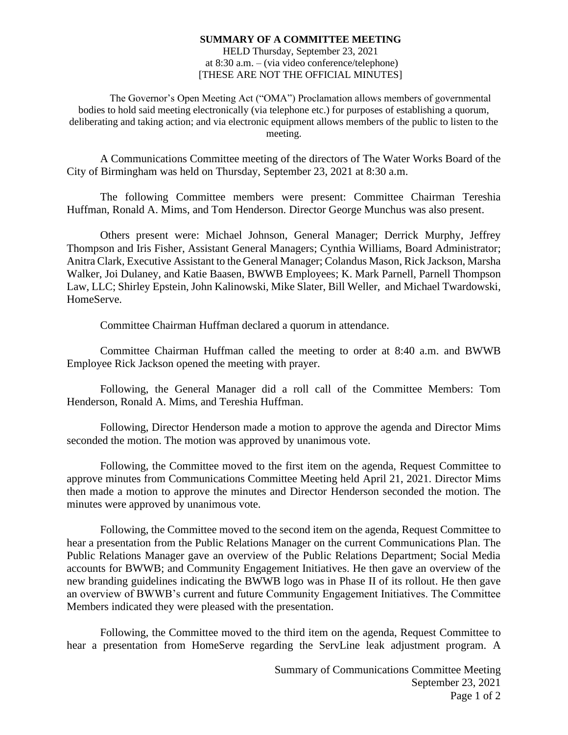**SUMMARY OF A COMMITTEE MEETING**

HELD Thursday, September 23, 2021
at 8:30 a.m. – (via video conference/telephone)
[THESE ARE NOT THE OFFICIAL MINUTES]

The Governor's Open Meeting Act ("OMA") Proclamation allows members of governmental bodies to hold said meeting electronically (via telephone etc.) for purposes of establishing a quorum, deliberating and taking action; and via electronic equipment allows members of the public to listen to the meeting.

A Communications Committee meeting of the directors of The Water Works Board of the City of Birmingham was held on Thursday, September 23, 2021 at 8:30 a.m.

The following Committee members were present: Committee Chairman Tereshia Huffman, Ronald A. Mims, and Tom Henderson. Director George Munchus was also present.

Others present were: Michael Johnson, General Manager; Derrick Murphy, Jeffrey Thompson and Iris Fisher, Assistant General Managers; Cynthia Williams, Board Administrator; Anitra Clark, Executive Assistant to the General Manager; Colandus Mason, Rick Jackson, Marsha Walker, Joi Dulaney, and Katie Baasen, BWWB Employees; K. Mark Parnell, Parnell Thompson Law, LLC; Shirley Epstein, John Kalinowski, Mike Slater, Bill Weller, and Michael Twardowski, HomeServe.

Committee Chairman Huffman declared a quorum in attendance.

Committee Chairman Huffman called the meeting to order at 8:40 a.m. and BWWB Employee Rick Jackson opened the meeting with prayer.

Following, the General Manager did a roll call of the Committee Members: Tom Henderson, Ronald A. Mims, and Tereshia Huffman.

Following, Director Henderson made a motion to approve the agenda and Director Mims seconded the motion. The motion was approved by unanimous vote.

Following, the Committee moved to the first item on the agenda, Request Committee to approve minutes from Communications Committee Meeting held April 21, 2021. Director Mims then made a motion to approve the minutes and Director Henderson seconded the motion. The minutes were approved by unanimous vote.

Following, the Committee moved to the second item on the agenda, Request Committee to hear a presentation from the Public Relations Manager on the current Communications Plan. The Public Relations Manager gave an overview of the Public Relations Department; Social Media accounts for BWWB; and Community Engagement Initiatives. He then gave an overview of the new branding guidelines indicating the BWWB logo was in Phase II of its rollout. He then gave an overview of BWWB's current and future Community Engagement Initiatives. The Committee Members indicated they were pleased with the presentation.

Following, the Committee moved to the third item on the agenda, Request Committee to hear a presentation from HomeServe regarding the ServLine leak adjustment program. A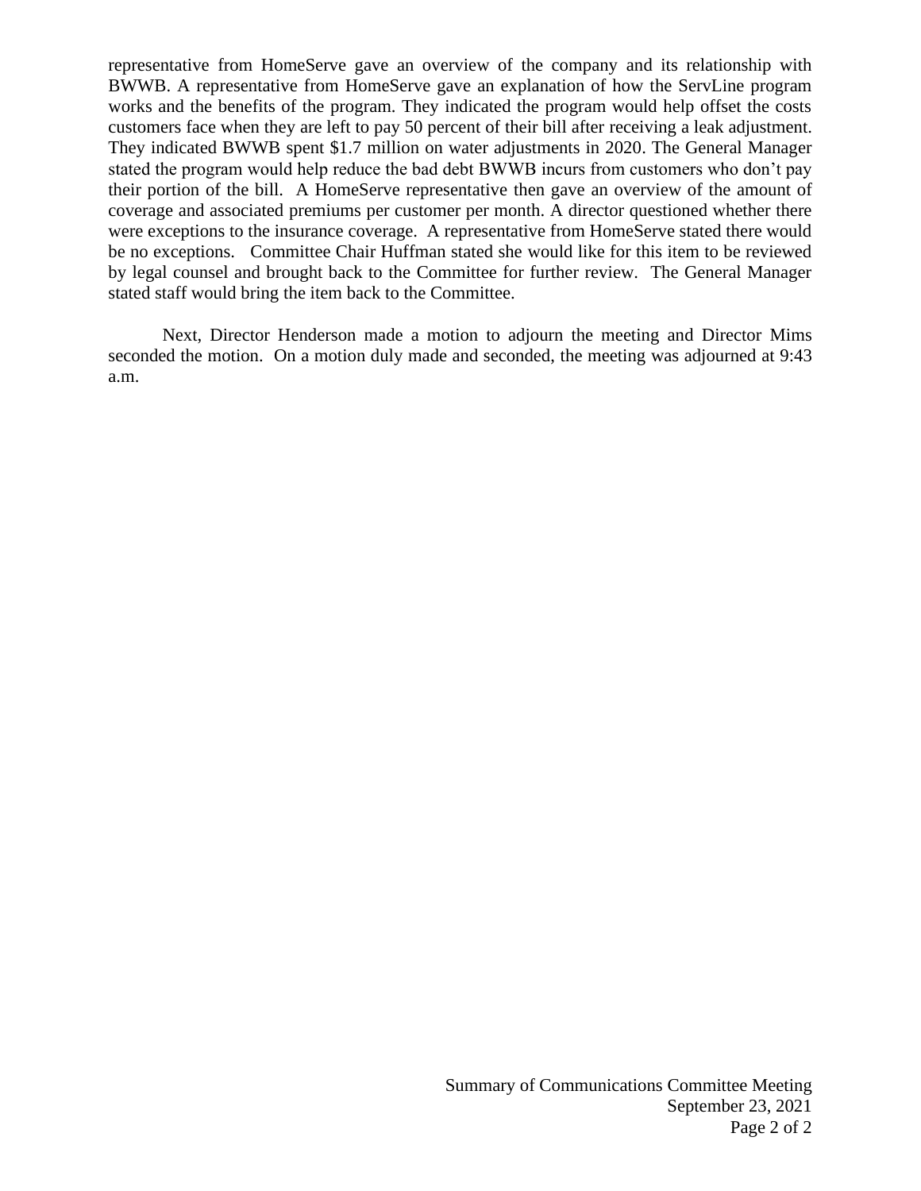representative from HomeServe gave an overview of the company and its relationship with BWWB. A representative from HomeServe gave an explanation of how the ServLine program works and the benefits of the program. They indicated the program would help offset the costs customers face when they are left to pay 50 percent of their bill after receiving a leak adjustment. They indicated BWWB spent $1.7 million on water adjustments in 2020. The General Manager stated the program would help reduce the bad debt BWWB incurs from customers who don't pay their portion of the bill. A HomeServe representative then gave an overview of the amount of coverage and associated premiums per customer per month. A director questioned whether there were exceptions to the insurance coverage. A representative from HomeServe stated there would be no exceptions. Committee Chair Huffman stated she would like for this item to be reviewed by legal counsel and brought back to the Committee for further review. The General Manager stated staff would bring the item back to the Committee.

Next, Director Henderson made a motion to adjourn the meeting and Director Mims seconded the motion. On a motion duly made and seconded, the meeting was adjourned at 9:43 a.m.